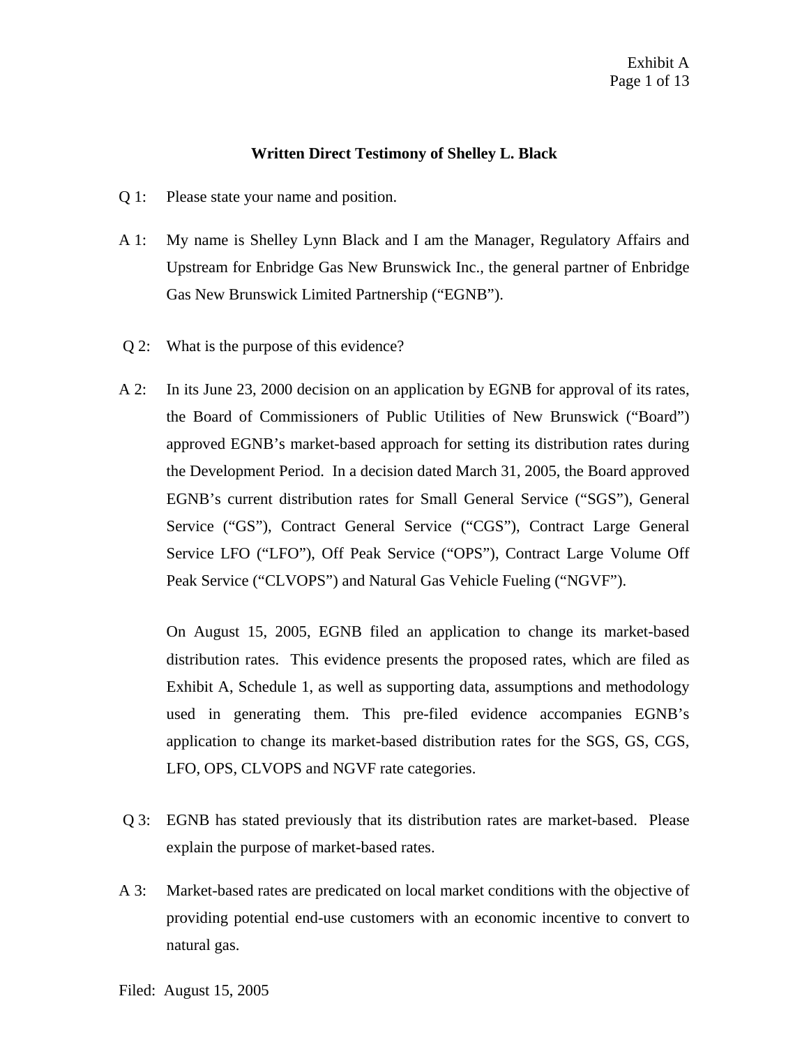Exhibit A

## Written Direct Testimony of Shelley L. Black

Q 1: Please state your name and position.

A 1: My name is Shelley Lynn Black and I am the Manager, Regulatory Affairs and Upstream for Enbridge Gas New Brunswick Inc., the general partner of Enbridge Gas New Brunswick Limited Partnership ("EGNB").

Q 2: What is the purpose of this evidence?

A 2: In its June 23, 2000 decision on an application by EGNB for approval of its rates, the Board of Commissioners of Public Utilities of New Brunswick ("Board") approved EGNB's market-based approach for setting its distribution rates during the Development Period. In a decision dated March 31, 2005, the Board approved EGNB's current distribution rates for Small General Service ("SGS"), General Service ("GS"), Contract General Service ("CGS"), Contract Large General Service LFO ("LFO"), Off Peak Service ("OPS"), Contract Large Volume Off Peak Service ("CLVOPS") and Natural Gas Vehicle Fueling ("NGVF").

On August 15, 2005, EGNB filed an application to change its market-based distribution rates. This evidence presents the proposed rates, which are filed as Exhibit A, Schedule 1, as well as supporting data, assumptions and methodology used in generating them. This pre-filed evidence accompanies EGNB's application to change its market-based distribution rates for the SGS, GS, CGS, LFO, OPS, CLVOPS and NGVF rate categories.

Q 3: EGNB has stated previously that its distribution rates are market-based. Please explain the purpose of market-based rates.

A 3: Market-based rates are predicated on local market conditions with the objective of providing potential end-use customers with an economic incentive to convert to natural gas.

Filed: August 15, 2005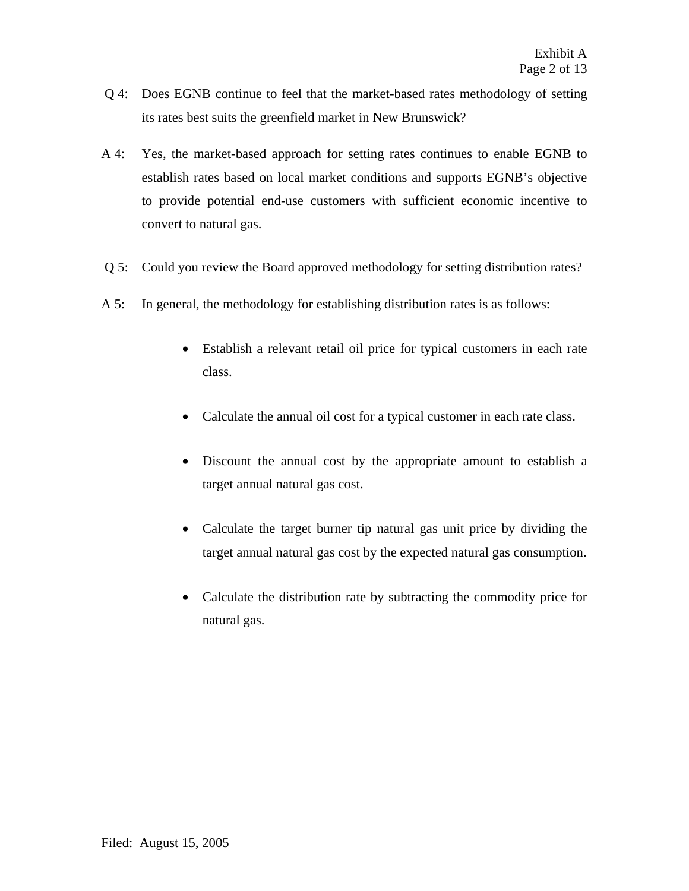Q 4: Does EGNB continue to feel that the market-based rates methodology of setting its rates best suits the greenfield market in New Brunswick?

A 4: Yes, the market-based approach for setting rates continues to enable EGNB to establish rates based on local market conditions and supports EGNB's objective to provide potential end-use customers with sufficient economic incentive to convert to natural gas.

Q 5: Could you review the Board approved methodology for setting distribution rates?

A 5: In general, the methodology for establishing distribution rates is as follows:

- Establish a relevant retail oil price for typical customers in each rate class.
- Calculate the annual oil cost for a typical customer in each rate class.
- Discount the annual cost by the appropriate amount to establish a target annual natural gas cost.
- Calculate the target burner tip natural gas unit price by dividing the target annual natural gas cost by the expected natural gas consumption.
- Calculate the distribution rate by subtracting the commodity price for natural gas.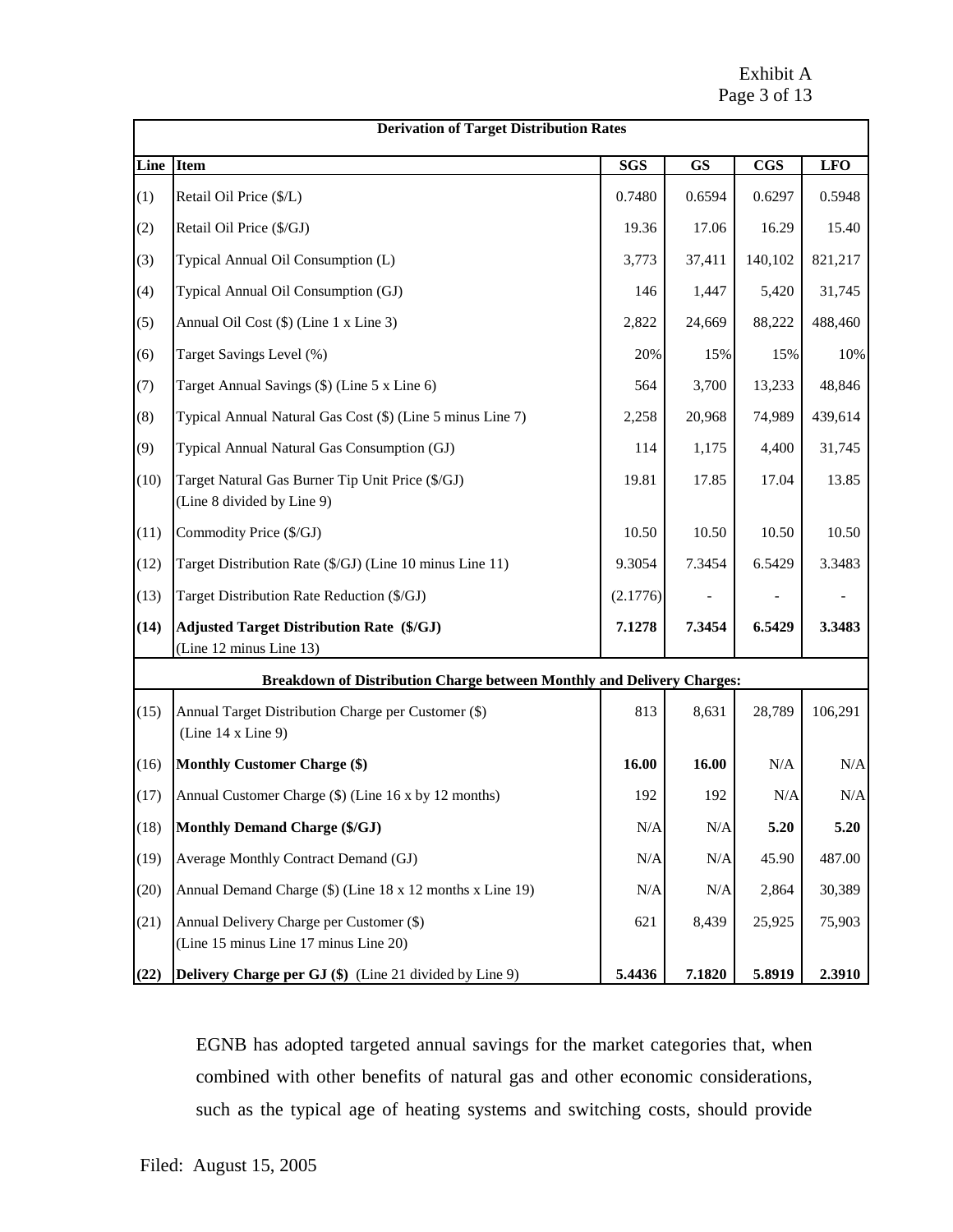| Derivation of Target Distribution Rates | | | | | |
|---|---|---|---|---|---|
| **Line** | **Item** | **SGS** | **GS** | **CGS** | **LFO** |
| (1) | Retail Oil Price ($/L) | 0.7480 | 0.6594 | 0.6297 | 0.5948 |
| (2) | Retail Oil Price ($/GJ) | 19.36 | 17.06 | 16.29 | 15.40 |
| (3) | Typical Annual Oil Consumption (L) | 3,773 | 37,411 | 140,102 | 821,217 |
| (4) | Typical Annual Oil Consumption (GJ) | 146 | 1,447 | 5,420 | 31,745 |
| (5) | Annual Oil Cost ($) (Line 1 x Line 3) | 2,822 | 24,669 | 88,222 | 488,460 |
| (6) | Target Savings Level (%) | 20% | 15% | 15% | 10% |
| (7) | Target Annual Savings ($) (Line 5 x Line 6) | 564 | 3,700 | 13,233 | 48,846 |
| (8) | Typical Annual Natural Gas Cost ($) (Line 5 minus Line 7) | 2,258 | 20,968 | 74,989 | 439,614 |
| (9) | Typical Annual Natural Gas Consumption (GJ) | 114 | 1,175 | 4,400 | 31,745 |
| (10) | Target Natural Gas Burner Tip Unit Price ($/GJ) (Line 8 divided by Line 9) | 19.81 | 17.85 | 17.04 | 13.85 |
| (11) | Commodity Price ($/GJ) | 10.50 | 10.50 | 10.50 | 10.50 |
| (12) | Target Distribution Rate ($/GJ) (Line 10 minus Line 11) | 9.3054 | 7.3454 | 6.5429 | 3.3483 |
| (13) | Target Distribution Rate Reduction ($/GJ) | (2.1776) | - | - | - |
| **(14)** | **Adjusted Target Distribution Rate ($/GJ)** (Line 12 minus Line 13) | **7.1278** | **7.3454** | **6.5429** | **3.3483** |
| | **Breakdown of Distribution Charge between Monthly and Delivery Charges:** | | | | |
| (15) | Annual Target Distribution Charge per Customer ($) (Line 14 x Line 9) | 813 | 8,631 | 28,789 | 106,291 |
| (16) | **Monthly Customer Charge ($)** | **16.00** | **16.00** | N/A | N/A |
| (17) | Annual Customer Charge ($) (Line 16 x by 12 months) | 192 | 192 | N/A | N/A |
| (18) | **Monthly Demand Charge ($/GJ)** | N/A | N/A | **5.20** | **5.20** |
| (19) | Average Monthly Contract Demand (GJ) | N/A | N/A | 45.90 | 487.00 |
| (20) | Annual Demand Charge ($) (Line 18 x 12 months x Line 19) | N/A | N/A | 2,864 | 30,389 |
| (21) | Annual Delivery Charge per Customer ($) (Line 15 minus Line 17 minus Line 20) | 621 | 8,439 | 25,925 | 75,903 |
| **(22)** | **Delivery Charge per GJ ($)** (Line 21 divided by Line 9) | **5.4436** | **7.1820** | **5.8919** | **2.3910** |

EGNB has adopted targeted annual savings for the market categories that, when combined with other benefits of natural gas and other economic considerations, such as the typical age of heating systems and switching costs, should provide

Filed: August 15, 2005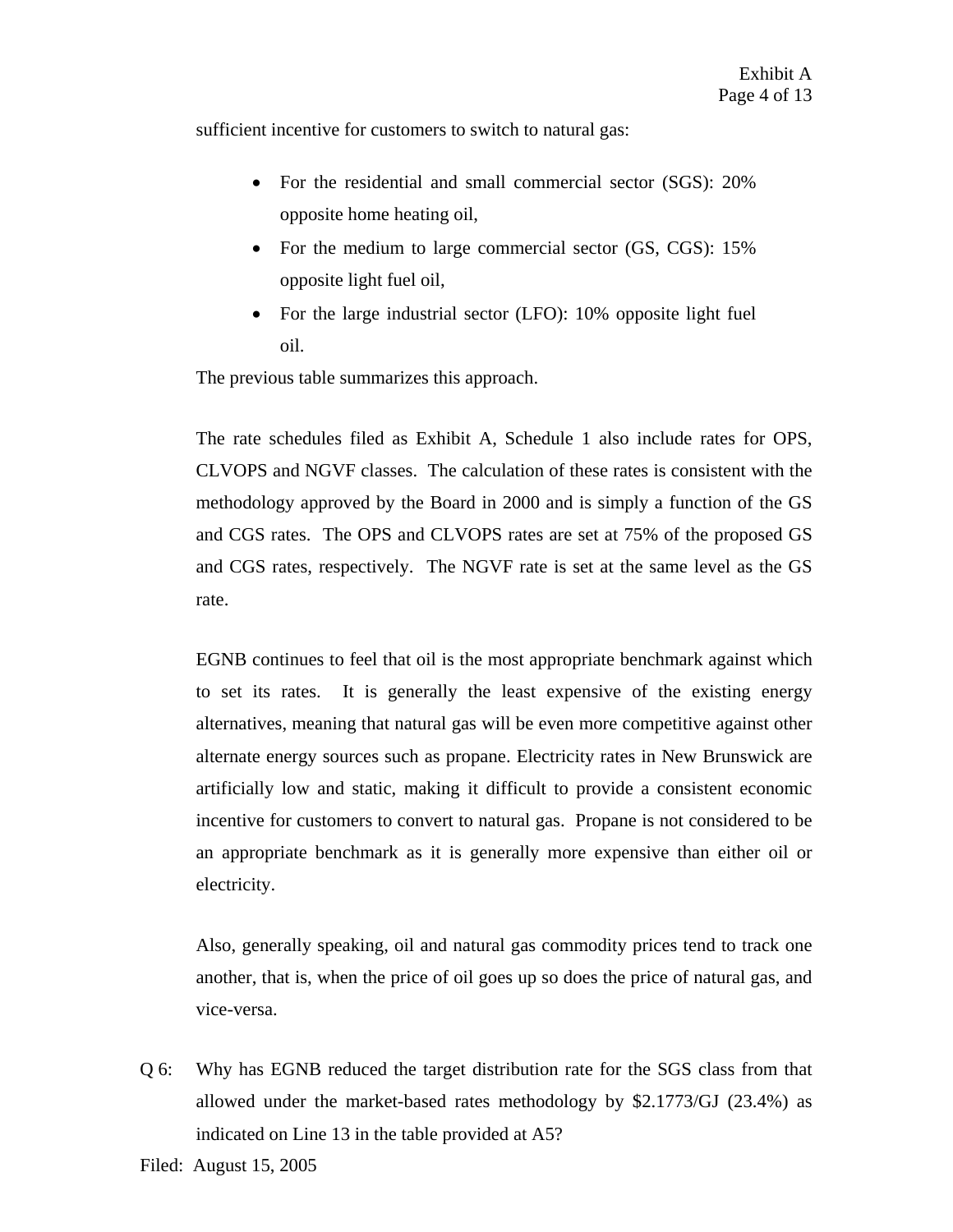sufficient incentive for customers to switch to natural gas:

- For the residential and small commercial sector (SGS): 20% opposite home heating oil,
- For the medium to large commercial sector (GS, CGS): 15% opposite light fuel oil,
- For the large industrial sector (LFO): 10% opposite light fuel oil.

The previous table summarizes this approach.

The rate schedules filed as Exhibit A, Schedule 1 also include rates for OPS, CLVOPS and NGVF classes. The calculation of these rates is consistent with the methodology approved by the Board in 2000 and is simply a function of the GS and CGS rates. The OPS and CLVOPS rates are set at 75% of the proposed GS and CGS rates, respectively. The NGVF rate is set at the same level as the GS rate.

EGNB continues to feel that oil is the most appropriate benchmark against which to set its rates. It is generally the least expensive of the existing energy alternatives, meaning that natural gas will be even more competitive against other alternate energy sources such as propane. Electricity rates in New Brunswick are artificially low and static, making it difficult to provide a consistent economic incentive for customers to convert to natural gas. Propane is not considered to be an appropriate benchmark as it is generally more expensive than either oil or electricity.

Also, generally speaking, oil and natural gas commodity prices tend to track one another, that is, when the price of oil goes up so does the price of natural gas, and vice-versa.

Q 6: Why has EGNB reduced the target distribution rate for the SGS class from that allowed under the market-based rates methodology by $2.1773/GJ (23.4%) as indicated on Line 13 in the table provided at A5?

Filed: August 15, 2005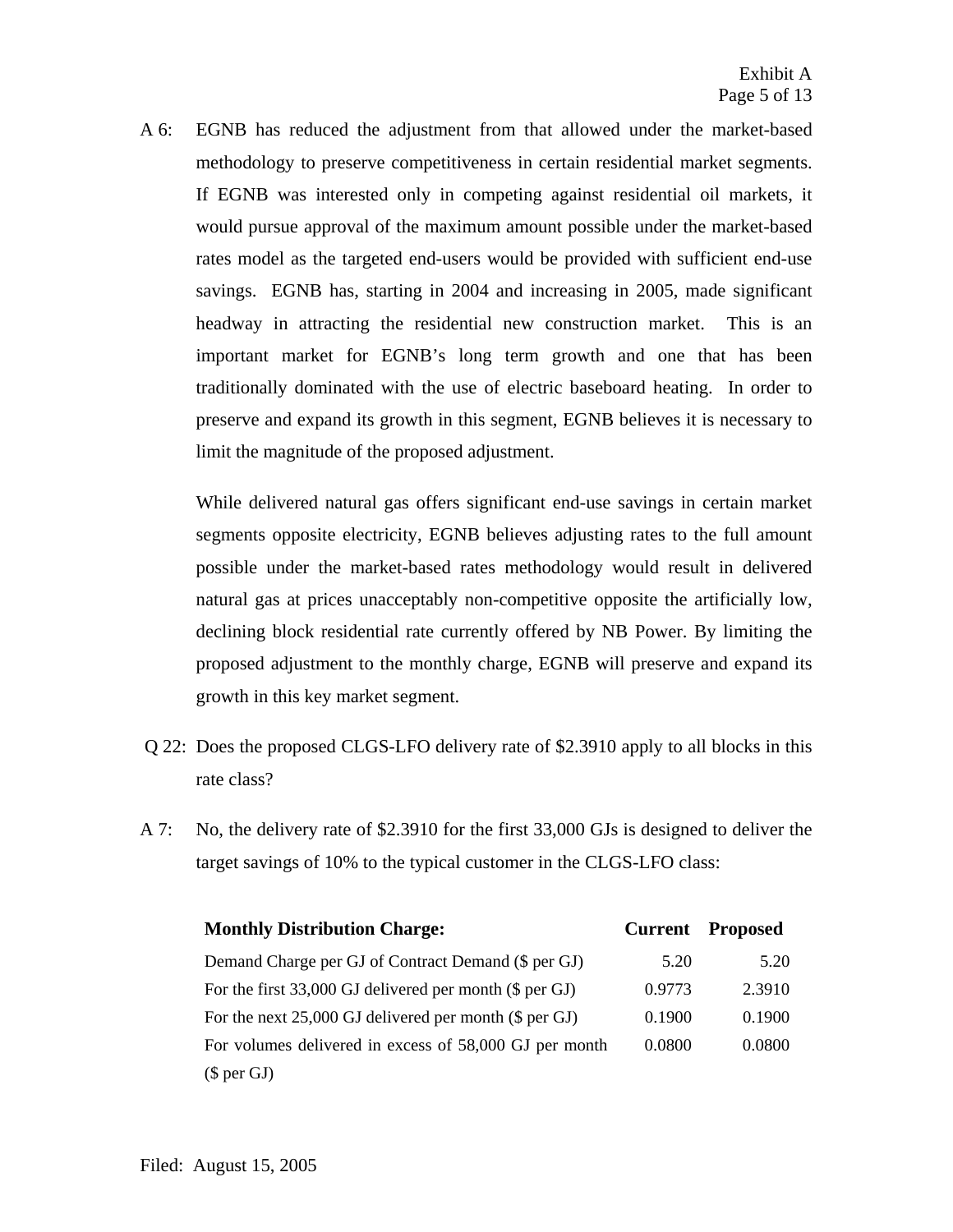A 6: EGNB has reduced the adjustment from that allowed under the market-based methodology to preserve competitiveness in certain residential market segments. If EGNB was interested only in competing against residential oil markets, it would pursue approval of the maximum amount possible under the market-based rates model as the targeted end-users would be provided with sufficient end-use savings. EGNB has, starting in 2004 and increasing in 2005, made significant headway in attracting the residential new construction market. This is an important market for EGNB's long term growth and one that has been traditionally dominated with the use of electric baseboard heating. In order to preserve and expand its growth in this segment, EGNB believes it is necessary to limit the magnitude of the proposed adjustment.

While delivered natural gas offers significant end-use savings in certain market segments opposite electricity, EGNB believes adjusting rates to the full amount possible under the market-based rates methodology would result in delivered natural gas at prices unacceptably non-competitive opposite the artificially low, declining block residential rate currently offered by NB Power. By limiting the proposed adjustment to the monthly charge, EGNB will preserve and expand its growth in this key market segment.

Q 22: Does the proposed CLGS-LFO delivery rate of $2.3910 apply to all blocks in this rate class?

A 7: No, the delivery rate of $2.3910 for the first 33,000 GJs is designed to deliver the target savings of 10% to the typical customer in the CLGS-LFO class:

| **Monthly Distribution Charge:** | **Current** | **Proposed** |
|---|---|---|
| Demand Charge per GJ of Contract Demand ($ per GJ) | 5.20 | 5.20 |
| For the first 33,000 GJ delivered per month ($ per GJ) | 0.9773 | 2.3910 |
| For the next 25,000 GJ delivered per month ($ per GJ) | 0.1900 | 0.1900 |
| For volumes delivered in excess of 58,000 GJ per month ($ per GJ) | 0.0800 | 0.0800 |

Filed: August 15, 2005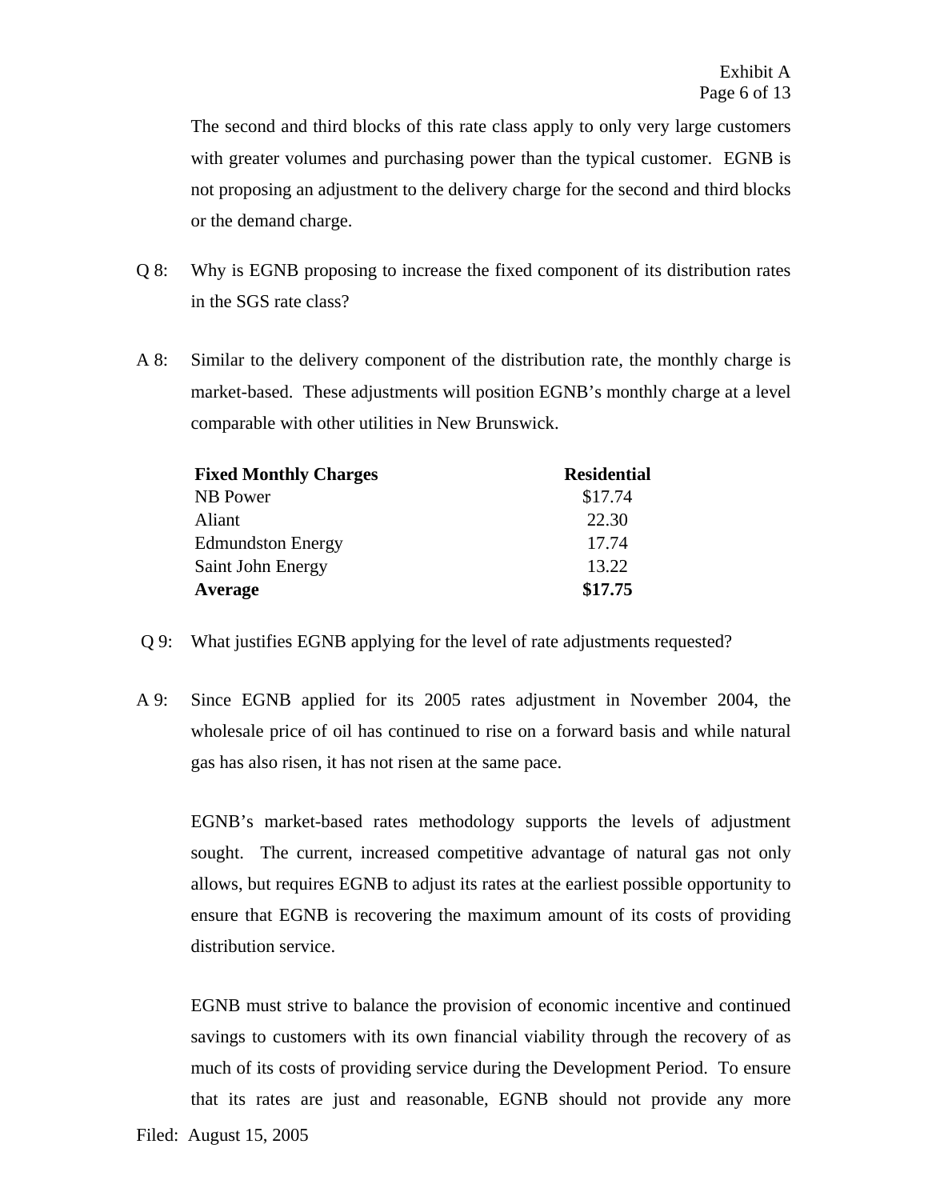The second and third blocks of this rate class apply to only very large customers with greater volumes and purchasing power than the typical customer. EGNB is not proposing an adjustment to the delivery charge for the second and third blocks or the demand charge.

Q 8: Why is EGNB proposing to increase the fixed component of its distribution rates in the SGS rate class?

A 8: Similar to the delivery component of the distribution rate, the monthly charge is market-based. These adjustments will position EGNB's monthly charge at a level comparable with other utilities in New Brunswick.

| **Fixed Monthly Charges** | **Residential** |
|---|---|
| NB Power | \$17.74 |
| Aliant | 22.30 |
| Edmundston Energy | 17.74 |
| Saint John Energy | 13.22 |
| **Average** | **\$17.75** |

Q 9: What justifies EGNB applying for the level of rate adjustments requested?

A 9: Since EGNB applied for its 2005 rates adjustment in November 2004, the wholesale price of oil has continued to rise on a forward basis and while natural gas has also risen, it has not risen at the same pace.

EGNB's market-based rates methodology supports the levels of adjustment sought. The current, increased competitive advantage of natural gas not only allows, but requires EGNB to adjust its rates at the earliest possible opportunity to ensure that EGNB is recovering the maximum amount of its costs of providing distribution service.

EGNB must strive to balance the provision of economic incentive and continued savings to customers with its own financial viability through the recovery of as much of its costs of providing service during the Development Period. To ensure that its rates are just and reasonable, EGNB should not provide any more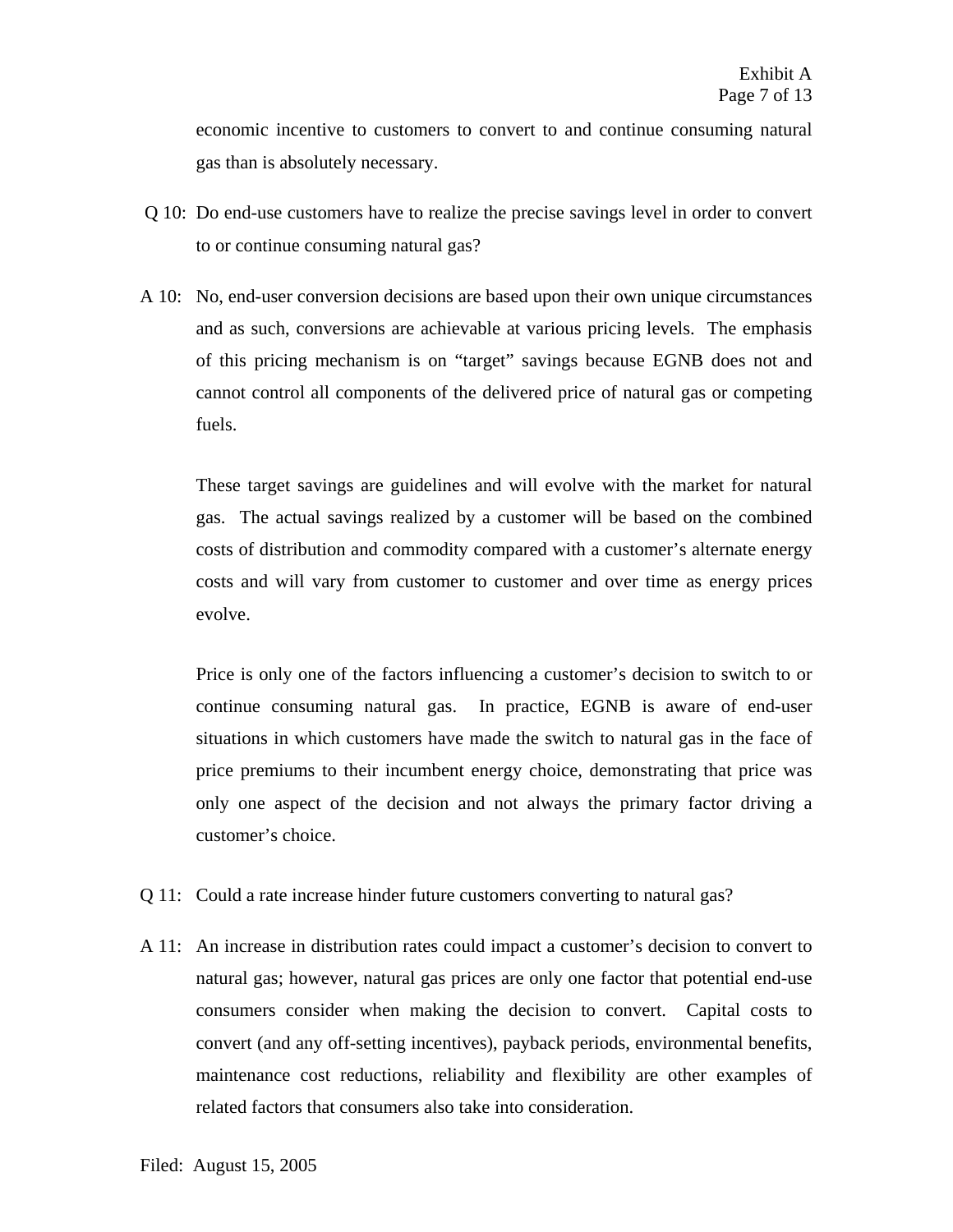economic incentive to customers to convert to and continue consuming natural gas than is absolutely necessary.

Q 10: Do end-use customers have to realize the precise savings level in order to convert to or continue consuming natural gas?

A 10: No, end-user conversion decisions are based upon their own unique circumstances and as such, conversions are achievable at various pricing levels. The emphasis of this pricing mechanism is on "target" savings because EGNB does not and cannot control all components of the delivered price of natural gas or competing fuels.

These target savings are guidelines and will evolve with the market for natural gas. The actual savings realized by a customer will be based on the combined costs of distribution and commodity compared with a customer's alternate energy costs and will vary from customer to customer and over time as energy prices evolve.

Price is only one of the factors influencing a customer's decision to switch to or continue consuming natural gas. In practice, EGNB is aware of end-user situations in which customers have made the switch to natural gas in the face of price premiums to their incumbent energy choice, demonstrating that price was only one aspect of the decision and not always the primary factor driving a customer's choice.

Q 11: Could a rate increase hinder future customers converting to natural gas?

A 11: An increase in distribution rates could impact a customer's decision to convert to natural gas; however, natural gas prices are only one factor that potential end-use consumers consider when making the decision to convert. Capital costs to convert (and any off-setting incentives), payback periods, environmental benefits, maintenance cost reductions, reliability and flexibility are other examples of related factors that consumers also take into consideration.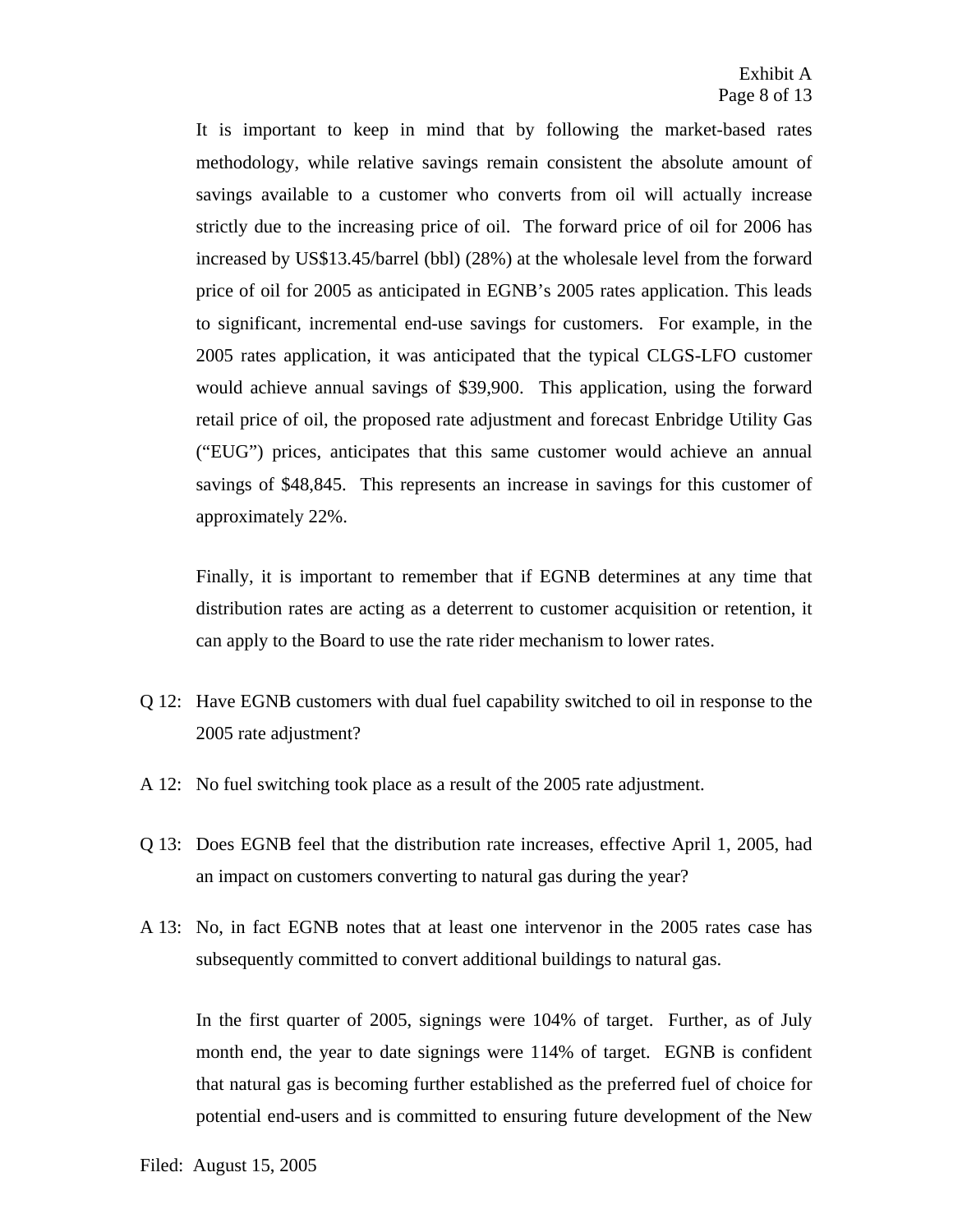It is important to keep in mind that by following the market-based rates methodology, while relative savings remain consistent the absolute amount of savings available to a customer who converts from oil will actually increase strictly due to the increasing price of oil. The forward price of oil for 2006 has increased by US$13.45/barrel (bbl) (28%) at the wholesale level from the forward price of oil for 2005 as anticipated in EGNB's 2005 rates application. This leads to significant, incremental end-use savings for customers. For example, in the 2005 rates application, it was anticipated that the typical CLGS-LFO customer would achieve annual savings of $39,900. This application, using the forward retail price of oil, the proposed rate adjustment and forecast Enbridge Utility Gas ("EUG") prices, anticipates that this same customer would achieve an annual savings of $48,845. This represents an increase in savings for this customer of approximately 22%.

Finally, it is important to remember that if EGNB determines at any time that distribution rates are acting as a deterrent to customer acquisition or retention, it can apply to the Board to use the rate rider mechanism to lower rates.

Q 12: Have EGNB customers with dual fuel capability switched to oil in response to the 2005 rate adjustment?

A 12: No fuel switching took place as a result of the 2005 rate adjustment.

Q 13: Does EGNB feel that the distribution rate increases, effective April 1, 2005, had an impact on customers converting to natural gas during the year?

A 13: No, in fact EGNB notes that at least one intervenor in the 2005 rates case has subsequently committed to convert additional buildings to natural gas.

In the first quarter of 2005, signings were 104% of target. Further, as of July month end, the year to date signings were 114% of target. EGNB is confident that natural gas is becoming further established as the preferred fuel of choice for potential end-users and is committed to ensuring future development of the New

Filed: August 15, 2005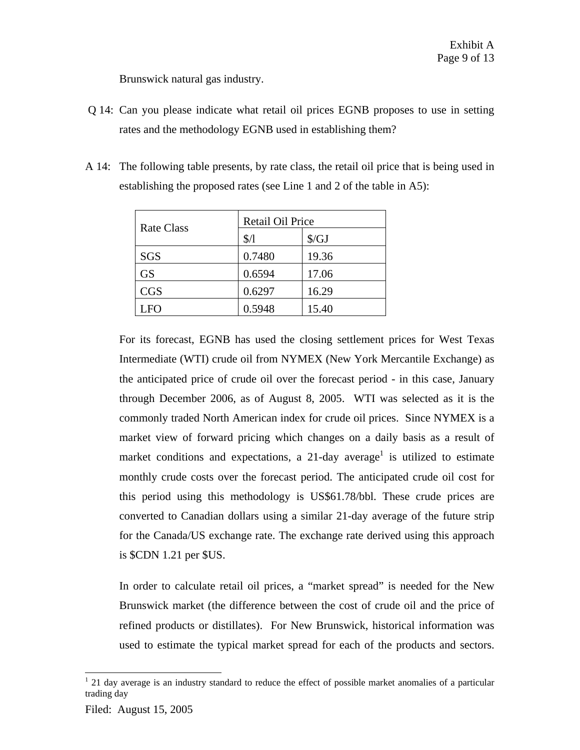Brunswick natural gas industry.

Q 14: Can you please indicate what retail oil prices EGNB proposes to use in setting rates and the methodology EGNB used in establishing them?

A 14: The following table presents, by rate class, the retail oil price that is being used in establishing the proposed rates (see Line 1 and 2 of the table in A5):

| Rate Class | Retail Oil Price | |
|---|---|---|
| | $/l | $/GJ |
| SGS | 0.7480 | 19.36 |
| GS | 0.6594 | 17.06 |
| CGS | 0.6297 | 16.29 |
| LFO | 0.5948 | 15.40 |

For its forecast, EGNB has used the closing settlement prices for West Texas Intermediate (WTI) crude oil from NYMEX (New York Mercantile Exchange) as the anticipated price of crude oil over the forecast period - in this case, January through December 2006, as of August 8, 2005. WTI was selected as it is the commonly traded North American index for crude oil prices. Since NYMEX is a market view of forward pricing which changes on a daily basis as a result of market conditions and expectations, a 21-day average[1] is utilized to estimate monthly crude costs over the forecast period. The anticipated crude oil cost for this period using this methodology is US$61.78/bbl. These crude prices are converted to Canadian dollars using a similar 21-day average of the future strip for the Canada/US exchange rate. The exchange rate derived using this approach is $CDN 1.21 per $US.

In order to calculate retail oil prices, a "market spread" is needed for the New Brunswick market (the difference between the cost of crude oil and the price of refined products or distillates). For New Brunswick, historical information was used to estimate the typical market spread for each of the products and sectors.

[1] 21 day average is an industry standard to reduce the effect of possible market anomalies of a particular trading day

Filed: August 15, 2005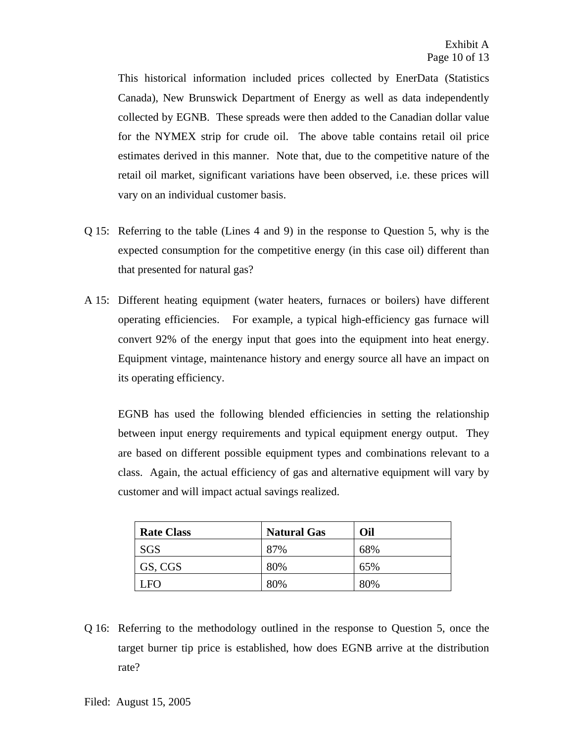This historical information included prices collected by EnerData (Statistics Canada), New Brunswick Department of Energy as well as data independently collected by EGNB. These spreads were then added to the Canadian dollar value for the NYMEX strip for crude oil. The above table contains retail oil price estimates derived in this manner. Note that, due to the competitive nature of the retail oil market, significant variations have been observed, i.e. these prices will vary on an individual customer basis.

Q 15: Referring to the table (Lines 4 and 9) in the response to Question 5, why is the expected consumption for the competitive energy (in this case oil) different than that presented for natural gas?

A 15: Different heating equipment (water heaters, furnaces or boilers) have different operating efficiencies. For example, a typical high-efficiency gas furnace will convert 92% of the energy input that goes into the equipment into heat energy. Equipment vintage, maintenance history and energy source all have an impact on its operating efficiency.

EGNB has used the following blended efficiencies in setting the relationship between input energy requirements and typical equipment energy output. They are based on different possible equipment types and combinations relevant to a class. Again, the actual efficiency of gas and alternative equipment will vary by customer and will impact actual savings realized.

| Rate Class | Natural Gas | Oil |
|---|---|---|
| SGS | 87% | 68% |
| GS, CGS | 80% | 65% |
| LFO | 80% | 80% |

Q 16: Referring to the methodology outlined in the response to Question 5, once the target burner tip price is established, how does EGNB arrive at the distribution rate?

Filed: August 15, 2005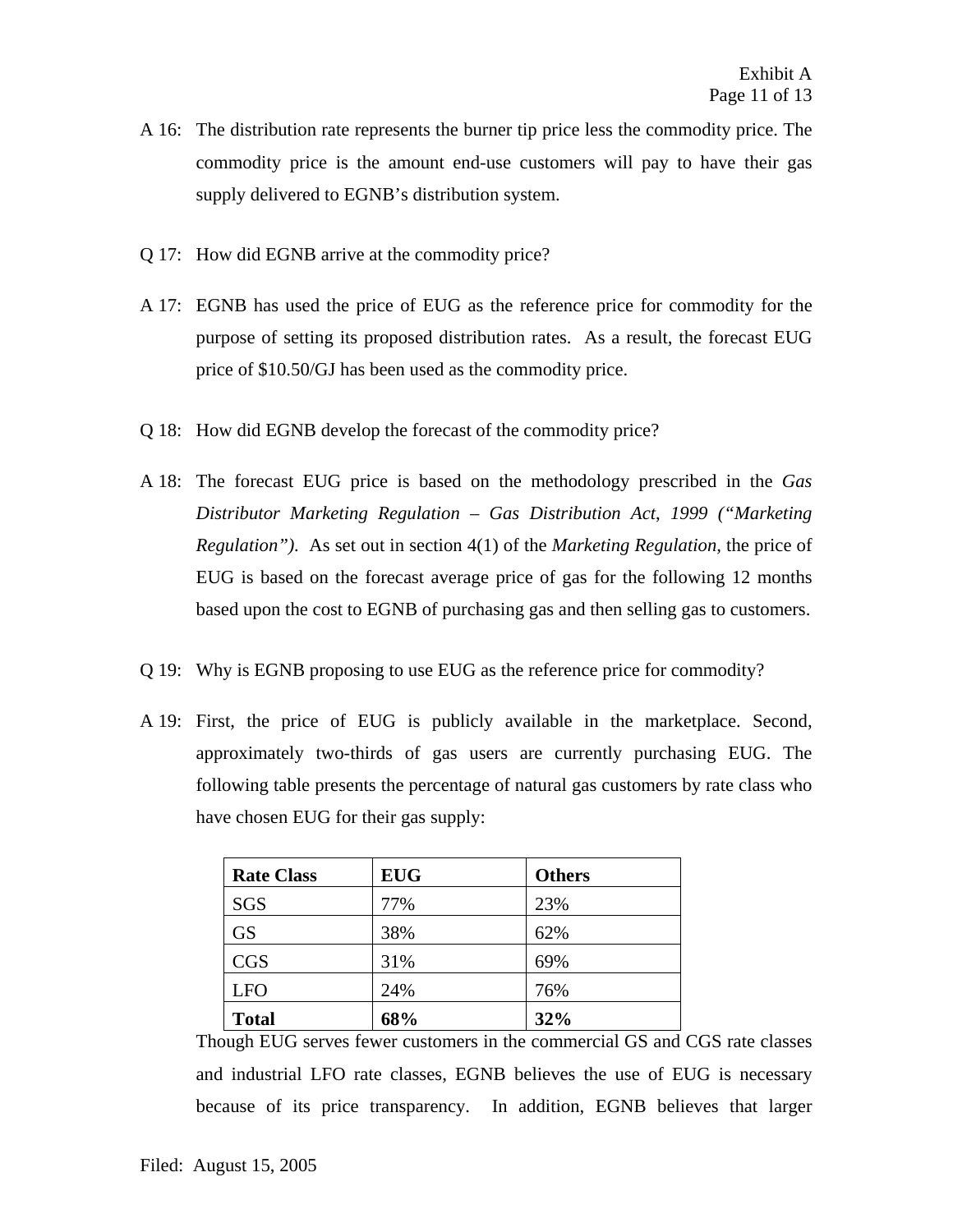A 16: The distribution rate represents the burner tip price less the commodity price. The commodity price is the amount end-use customers will pay to have their gas supply delivered to EGNB's distribution system.

Q 17: How did EGNB arrive at the commodity price?

A 17: EGNB has used the price of EUG as the reference price for commodity for the purpose of setting its proposed distribution rates. As a result, the forecast EUG price of $10.50/GJ has been used as the commodity price.

Q 18: How did EGNB develop the forecast of the commodity price?

A 18: The forecast EUG price is based on the methodology prescribed in the *Gas Distributor Marketing Regulation – Gas Distribution Act, 1999 ("Marketing Regulation").* As set out in section 4(1) of the *Marketing Regulation,* the price of EUG is based on the forecast average price of gas for the following 12 months based upon the cost to EGNB of purchasing gas and then selling gas to customers.

Q 19: Why is EGNB proposing to use EUG as the reference price for commodity?

A 19: First, the price of EUG is publicly available in the marketplace. Second, approximately two-thirds of gas users are currently purchasing EUG. The following table presents the percentage of natural gas customers by rate class who have chosen EUG for their gas supply:

| Rate Class | EUG | Others |
|---|---|---|
| SGS | 77% | 23% |
| GS | 38% | 62% |
| CGS | 31% | 69% |
| LFO | 24% | 76% |
| **Total** | **68%** | **32%** |

Though EUG serves fewer customers in the commercial GS and CGS rate classes and industrial LFO rate classes, EGNB believes the use of EUG is necessary because of its price transparency. In addition, EGNB believes that larger

Filed: August 15, 2005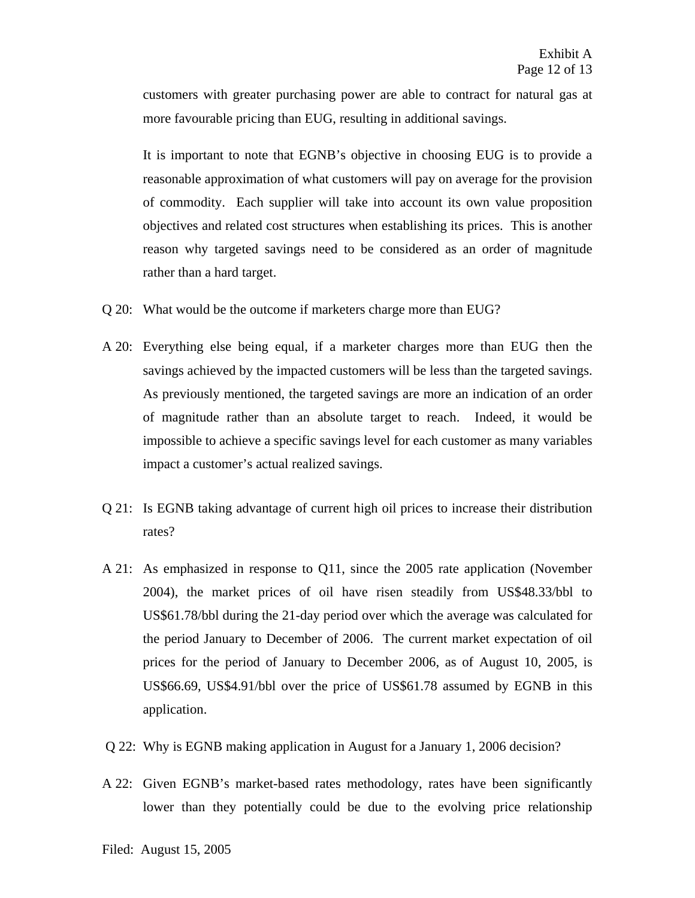customers with greater purchasing power are able to contract for natural gas at more favourable pricing than EUG, resulting in additional savings.

It is important to note that EGNB's objective in choosing EUG is to provide a reasonable approximation of what customers will pay on average for the provision of commodity. Each supplier will take into account its own value proposition objectives and related cost structures when establishing its prices. This is another reason why targeted savings need to be considered as an order of magnitude rather than a hard target.

Q 20: What would be the outcome if marketers charge more than EUG?

A 20: Everything else being equal, if a marketer charges more than EUG then the savings achieved by the impacted customers will be less than the targeted savings. As previously mentioned, the targeted savings are more an indication of an order of magnitude rather than an absolute target to reach. Indeed, it would be impossible to achieve a specific savings level for each customer as many variables impact a customer's actual realized savings.

Q 21: Is EGNB taking advantage of current high oil prices to increase their distribution rates?

A 21: As emphasized in response to Q11, since the 2005 rate application (November 2004), the market prices of oil have risen steadily from US$48.33/bbl to US$61.78/bbl during the 21-day period over which the average was calculated for the period January to December of 2006. The current market expectation of oil prices for the period of January to December 2006, as of August 10, 2005, is US$66.69, US$4.91/bbl over the price of US$61.78 assumed by EGNB in this application.

Q 22: Why is EGNB making application in August for a January 1, 2006 decision?

A 22: Given EGNB's market-based rates methodology, rates have been significantly lower than they potentially could be due to the evolving price relationship

Filed: August 15, 2005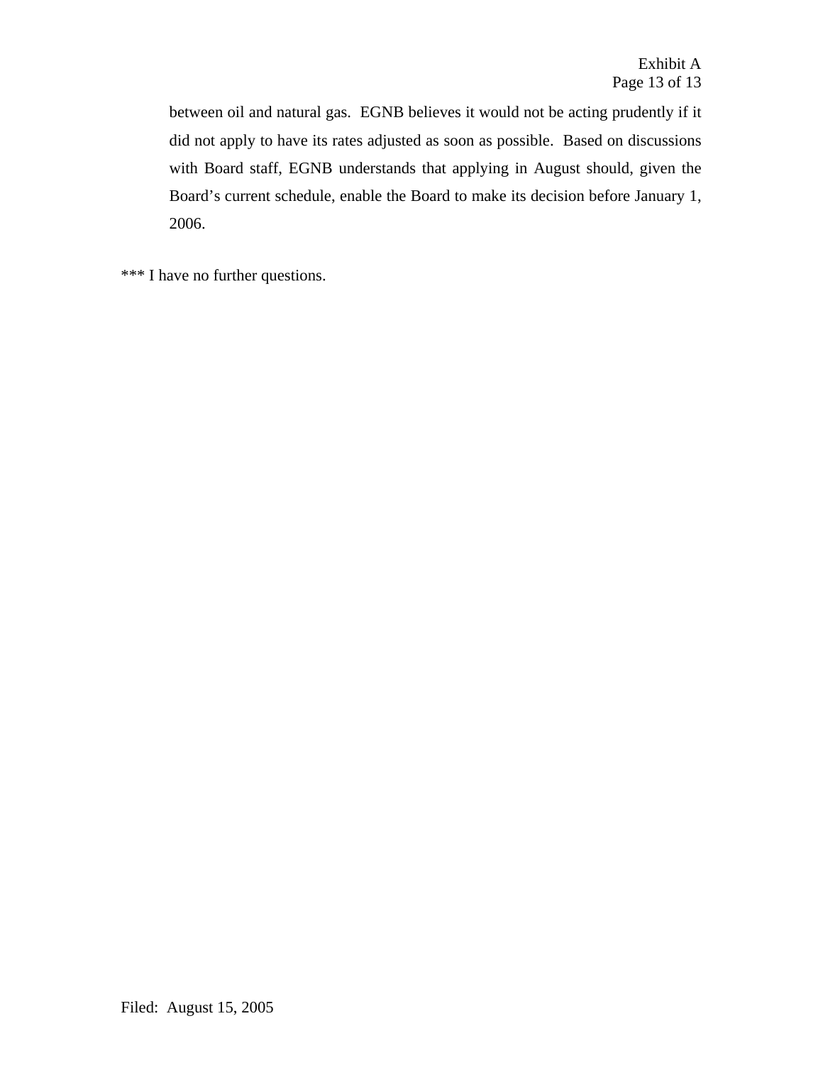between oil and natural gas. EGNB believes it would not be acting prudently if it did not apply to have its rates adjusted as soon as possible. Based on discussions with Board staff, EGNB understands that applying in August should, given the Board's current schedule, enable the Board to make its decision before January 1, 2006.

*** I have no further questions.